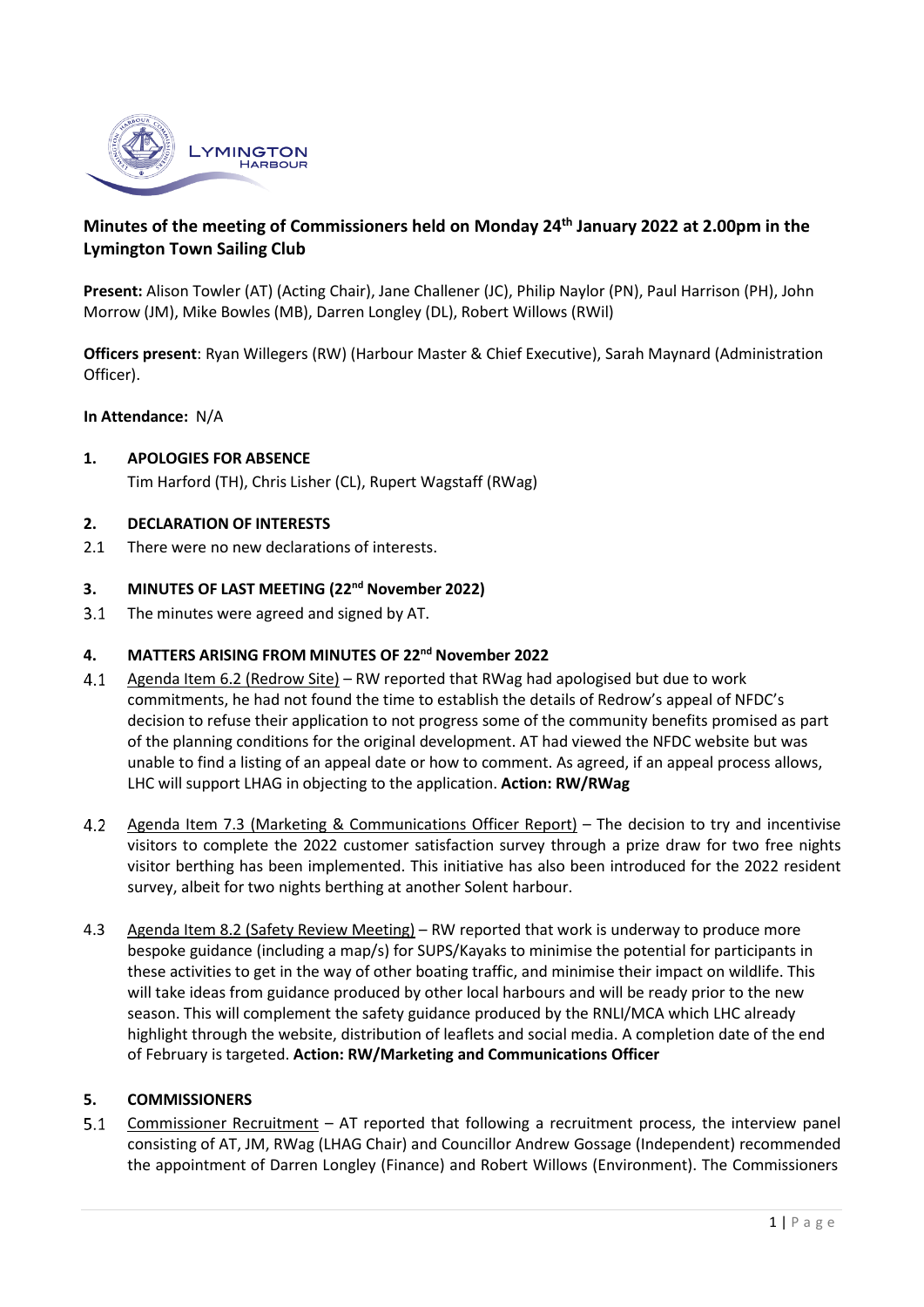**Minutes of the meeting of Commissioners held on Monday 24th January 2022 at 2.00pm in the Lymington Town Sailing Club**

**Present:** Alison Towler (AT) (Acting Chair), Jane Challener (JC), Philip Naylor (PN), Paul Harrison (PH), John Morrow (JM), Mike Bowles (MB), Darren Longley (DL), Robert Willows (RWil)

**Officers present**: Ryan Willegers (RW) (Harbour Master & Chief Executive), Sarah Maynard (Administration Officer).

**In Attendance:** N/A

## 1. APOLOGIES FOR ABSENCE

Tim Harford (TH), Chris Lisher (CL), Rupert Wagstaff (RWag)

## 2. DECLARATION OF INTERESTS

2.1 There were no new declarations of interests.

## 3. MINUTES OF LAST MEETING (22nd November 2022)

3.1 The minutes were agreed and signed by AT.

## 4. MATTERS ARISING FROM MINUTES OF 22nd November 2022

4.1 Agenda Item 6.2 (Redrow Site) – RW reported that RWag had apologised but due to work commitments, he had not found the time to establish the details of Redrow's appeal of NFDC's decision to refuse their application to not progress some of the community benefits promised as part of the planning conditions for the original development. AT had viewed the NFDC website but was unable to find a listing of an appeal date or how to comment. As agreed, if an appeal process allows, LHC will support LHAG in objecting to the application. **Action: RW/RWag**

4.2 Agenda Item 7.3 (Marketing & Communications Officer Report) – The decision to try and incentivise visitors to complete the 2022 customer satisfaction survey through a prize draw for two free nights visitor berthing has been implemented. This initiative has also been introduced for the 2022 resident survey, albeit for two nights berthing at another Solent harbour.

4.3 Agenda Item 8.2 (Safety Review Meeting) – RW reported that work is underway to produce more bespoke guidance (including a map/s) for SUPS/Kayaks to minimise the potential for participants in these activities to get in the way of other boating traffic, and minimise their impact on wildlife. This will take ideas from guidance produced by other local harbours and will be ready prior to the new season. This will complement the safety guidance produced by the RNLI/MCA which LHC already highlight through the website, distribution of leaflets and social media. A completion date of the end of February is targeted. **Action: RW/Marketing and Communications Officer**

## 5. COMMISSIONERS

5.1 Commissioner Recruitment – AT reported that following a recruitment process, the interview panel consisting of AT, JM, RWag (LHAG Chair) and Councillor Andrew Gossage (Independent) recommended the appointment of Darren Longley (Finance) and Robert Willows (Environment). The Commissioners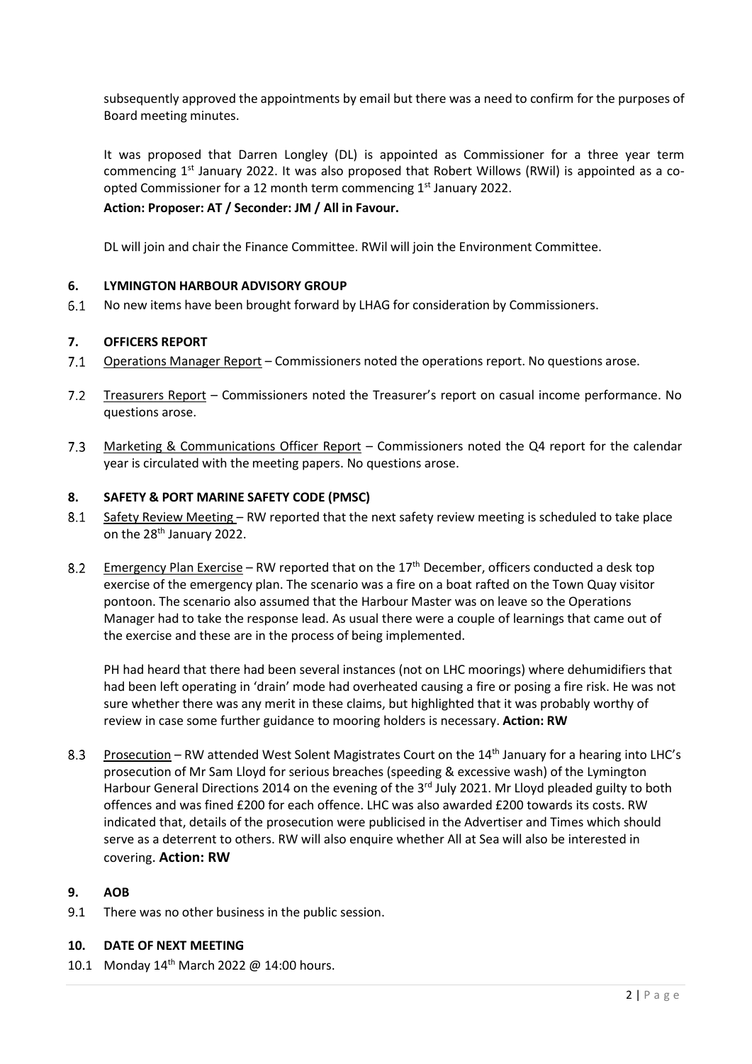subsequently approved the appointments by email but there was a need to confirm for the purposes of Board meeting minutes.

It was proposed that Darren Longley (DL) is appointed as Commissioner for a three year term commencing 1st January 2022. It was also proposed that Robert Willows (RWil) is appointed as a co-opted Commissioner for a 12 month term commencing 1st January 2022.

**Action: Proposer: AT / Seconder: JM / All in Favour.**

DL will join and chair the Finance Committee. RWil will join the Environment Committee.

## 6. LYMINGTON HARBOUR ADVISORY GROUP

6.1 No new items have been brought forward by LHAG for consideration by Commissioners.

## 7. OFFICERS REPORT

7.1 Operations Manager Report – Commissioners noted the operations report. No questions arose.

7.2 Treasurers Report – Commissioners noted the Treasurer's report on casual income performance. No questions arose.

7.3 Marketing & Communications Officer Report – Commissioners noted the Q4 report for the calendar year is circulated with the meeting papers. No questions arose.

## 8. SAFETY & PORT MARINE SAFETY CODE (PMSC)

8.1 Safety Review Meeting – RW reported that the next safety review meeting is scheduled to take place on the 28th January 2022.

8.2 Emergency Plan Exercise – RW reported that on the 17th December, officers conducted a desk top exercise of the emergency plan. The scenario was a fire on a boat rafted on the Town Quay visitor pontoon. The scenario also assumed that the Harbour Master was on leave so the Operations Manager had to take the response lead. As usual there were a couple of learnings that came out of the exercise and these are in the process of being implemented.

PH had heard that there had been several instances (not on LHC moorings) where dehumidifiers that had been left operating in 'drain' mode had overheated causing a fire or posing a fire risk. He was not sure whether there was any merit in these claims, but highlighted that it was probably worthy of review in case some further guidance to mooring holders is necessary. **Action: RW**

8.3 Prosecution – RW attended West Solent Magistrates Court on the 14th January for a hearing into LHC's prosecution of Mr Sam Lloyd for serious breaches (speeding & excessive wash) of the Lymington Harbour General Directions 2014 on the evening of the 3rd July 2021. Mr Lloyd pleaded guilty to both offences and was fined £200 for each offence. LHC was also awarded £200 towards its costs. RW indicated that, details of the prosecution were publicised in the Advertiser and Times which should serve as a deterrent to others. RW will also enquire whether All at Sea will also be interested in covering. **Action: RW**

## 9. AOB

9.1 There was no other business in the public session.

## 10. DATE OF NEXT MEETING

10.1 Monday 14th March 2022 @ 14:00 hours.